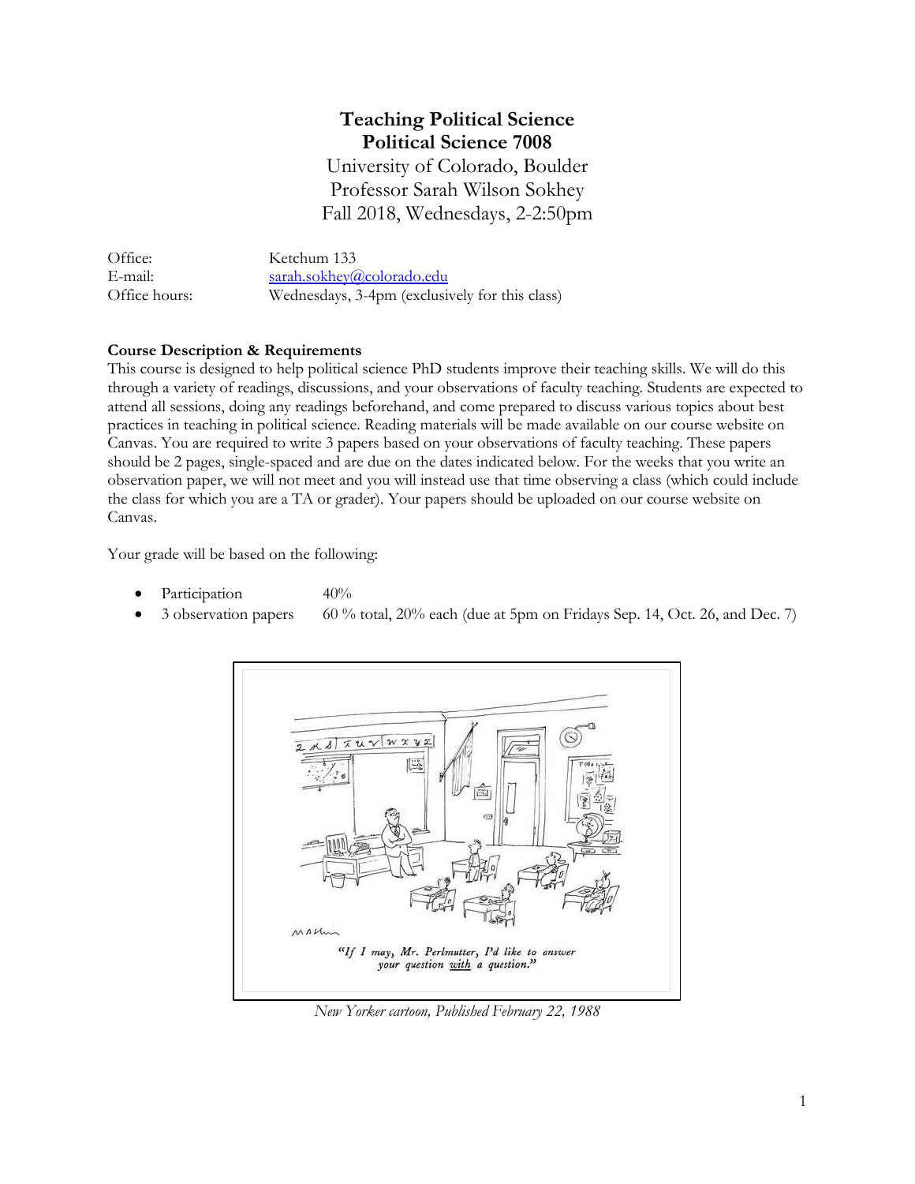# Teaching Political Science
## Political Science 7008

University of Colorado, Boulder
Professor Sarah Wilson Sokhey
Fall 2018, Wednesdays, 2-2:50pm

| | |
|---|---|
| Office: | Ketchum 133 |
| E-mail: | sarah.sokhey@colorado.edu |
| Office hours: | Wednesdays, 3-4pm (exclusively for this class) |

**Course Description & Requirements**

This course is designed to help political science PhD students improve their teaching skills. We will do this through a variety of readings, discussions, and your observations of faculty teaching. Students are expected to attend all sessions, doing any readings beforehand, and come prepared to discuss various topics about best practices in teaching in political science. Reading materials will be made available on our course website on Canvas. You are required to write 3 papers based on your observations of faculty teaching. These papers should be 2 pages, single-spaced and are due on the dates indicated below. For the weeks that you write an observation paper, we will not meet and you will instead use that time observing a class (which could include the class for which you are a TA or grader). Your papers should be uploaded on our course website on Canvas.

Your grade will be based on the following:

- Participation 40%
- 3 observation papers 60 % total, 20% each (due at 5pm on Fridays Sep. 14, Oct. 26, and Dec. 7)

"If I may, Mr. Perlmutter, I'd like to answer your question *with* a question."

*New Yorker cartoon, Published February 22, 1988*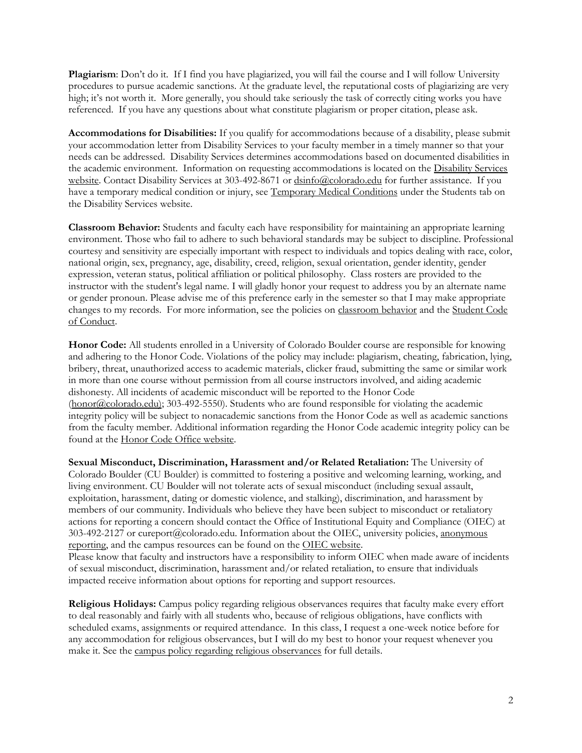**Plagiarism**: Don't do it. If I find you have plagiarized, you will fail the course and I will follow University procedures to pursue academic sanctions. At the graduate level, the reputational costs of plagiarizing are very high; it's not worth it. More generally, you should take seriously the task of correctly citing works you have referenced. If you have any questions about what constitute plagiarism or proper citation, please ask.

**Accommodations for Disabilities:** If you qualify for accommodations because of a disability, please submit your accommodation letter from Disability Services to your faculty member in a timely manner so that your needs can be addressed. Disability Services determines accommodations based on documented disabilities in the academic environment. Information on requesting accommodations is located on the Disability Services website. Contact Disability Services at 303-492-8671 or dsinfo@colorado.edu for further assistance. If you have a temporary medical condition or injury, see Temporary Medical Conditions under the Students tab on the Disability Services website.

**Classroom Behavior:** Students and faculty each have responsibility for maintaining an appropriate learning environment. Those who fail to adhere to such behavioral standards may be subject to discipline. Professional courtesy and sensitivity are especially important with respect to individuals and topics dealing with race, color, national origin, sex, pregnancy, age, disability, creed, religion, sexual orientation, gender identity, gender expression, veteran status, political affiliation or political philosophy. Class rosters are provided to the instructor with the student's legal name. I will gladly honor your request to address you by an alternate name or gender pronoun. Please advise me of this preference early in the semester so that I may make appropriate changes to my records. For more information, see the policies on classroom behavior and the Student Code of Conduct.

**Honor Code:** All students enrolled in a University of Colorado Boulder course are responsible for knowing and adhering to the Honor Code. Violations of the policy may include: plagiarism, cheating, fabrication, lying, bribery, threat, unauthorized access to academic materials, clicker fraud, submitting the same or similar work in more than one course without permission from all course instructors involved, and aiding academic dishonesty. All incidents of academic misconduct will be reported to the Honor Code (honor@colorado.edu); 303-492-5550). Students who are found responsible for violating the academic integrity policy will be subject to nonacademic sanctions from the Honor Code as well as academic sanctions from the faculty member. Additional information regarding the Honor Code academic integrity policy can be found at the Honor Code Office website.

**Sexual Misconduct, Discrimination, Harassment and/or Related Retaliation:** The University of Colorado Boulder (CU Boulder) is committed to fostering a positive and welcoming learning, working, and living environment. CU Boulder will not tolerate acts of sexual misconduct (including sexual assault, exploitation, harassment, dating or domestic violence, and stalking), discrimination, and harassment by members of our community. Individuals who believe they have been subject to misconduct or retaliatory actions for reporting a concern should contact the Office of Institutional Equity and Compliance (OIEC) at 303-492-2127 or cureport@colorado.edu. Information about the OIEC, university policies, anonymous reporting, and the campus resources can be found on the OIEC website.
Please know that faculty and instructors have a responsibility to inform OIEC when made aware of incidents of sexual misconduct, discrimination, harassment and/or related retaliation, to ensure that individuals impacted receive information about options for reporting and support resources.

**Religious Holidays:** Campus policy regarding religious observances requires that faculty make every effort to deal reasonably and fairly with all students who, because of religious obligations, have conflicts with scheduled exams, assignments or required attendance. In this class, I request a one-week notice before for any accommodation for religious observances, but I will do my best to honor your request whenever you make it. See the campus policy regarding religious observances for full details.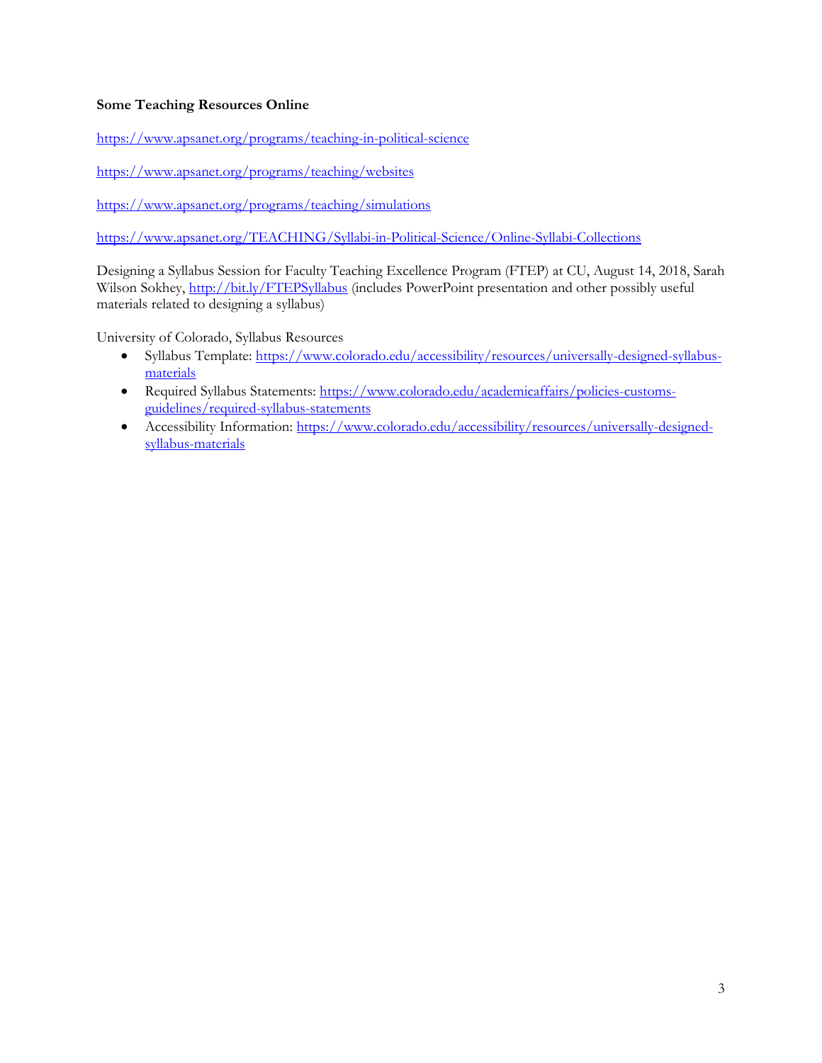**Some Teaching Resources Online**

https://www.apsanet.org/programs/teaching-in-political-science

https://www.apsanet.org/programs/teaching/websites

https://www.apsanet.org/programs/teaching/simulations

https://www.apsanet.org/TEACHING/Syllabi-in-Political-Science/Online-Syllabi-Collections

Designing a Syllabus Session for Faculty Teaching Excellence Program (FTEP) at CU, August 14, 2018, Sarah Wilson Sokhey, http://bit.ly/FTEPSyllabus (includes PowerPoint presentation and other possibly useful materials related to designing a syllabus)

University of Colorado, Syllabus Resources

- Syllabus Template: https://www.colorado.edu/accessibility/resources/universally-designed-syllabus-materials
- Required Syllabus Statements: https://www.colorado.edu/academicaffairs/policies-customs-guidelines/required-syllabus-statements
- Accessibility Information: https://www.colorado.edu/accessibility/resources/universally-designed-syllabus-materials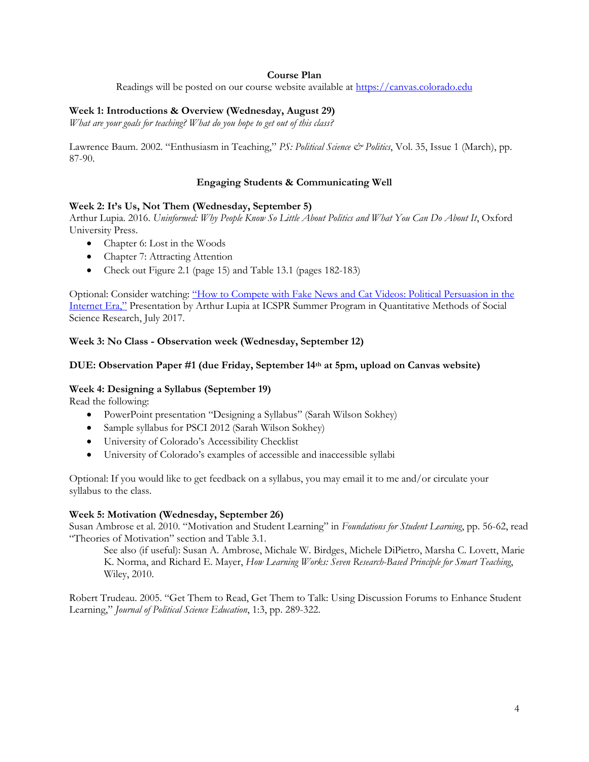## Course Plan

Readings will be posted on our course website available at [https://canvas.colorado.edu](https://canvas.colorado.edu)

**Week 1: Introductions & Overview (Wednesday, August 29)**
*What are your goals for teaching? What do you hope to get out of this class?*

Lawrence Baum. 2002. "Enthusiasm in Teaching," *PS: Political Science & Politics*, Vol. 35, Issue 1 (March), pp. 87-90.

### Engaging Students & Communicating Well

**Week 2: It's Us, Not Them (Wednesday, September 5)**
Arthur Lupia. 2016. *Uninformed: Why People Know So Little About Politics and What You Can Do About It*, Oxford University Press.

- Chapter 6: Lost in the Woods
- Chapter 7: Attracting Attention
- Check out Figure 2.1 (page 15) and Table 13.1 (pages 182-183)

Optional: Consider watching: "How to Compete with Fake News and Cat Videos: Political Persuasion in the Internet Era," Presentation by Arthur Lupia at ICSPR Summer Program in Quantitative Methods of Social Science Research, July 2017.

**Week 3: No Class - Observation week (Wednesday, September 12)**

**DUE: Observation Paper #1 (due Friday, September 14th at 5pm, upload on Canvas website)**

**Week 4: Designing a Syllabus (September 19)**
Read the following:

- PowerPoint presentation "Designing a Syllabus" (Sarah Wilson Sokhey)
- Sample syllabus for PSCI 2012 (Sarah Wilson Sokhey)
- University of Colorado's Accessibility Checklist
- University of Colorado's examples of accessible and inaccessible syllabi

Optional: If you would like to get feedback on a syllabus, you may email it to me and/or circulate your syllabus to the class.

**Week 5: Motivation (Wednesday, September 26)**
Susan Ambrose et al. 2010. "Motivation and Student Learning" in *Foundations for Student Learning*, pp. 56-62, read "Theories of Motivation" section and Table 3.1.

> See also (if useful): Susan A. Ambrose, Michale W. Birdges, Michele DiPietro, Marsha C. Lovett, Marie K. Norma, and Richard E. Mayer, *How Learning Works: Seven Research-Based Principle for Smart Teaching*, Wiley, 2010.

Robert Trudeau. 2005. "Get Them to Read, Get Them to Talk: Using Discussion Forums to Enhance Student Learning," *Journal of Political Science Education*, 1:3, pp. 289-322.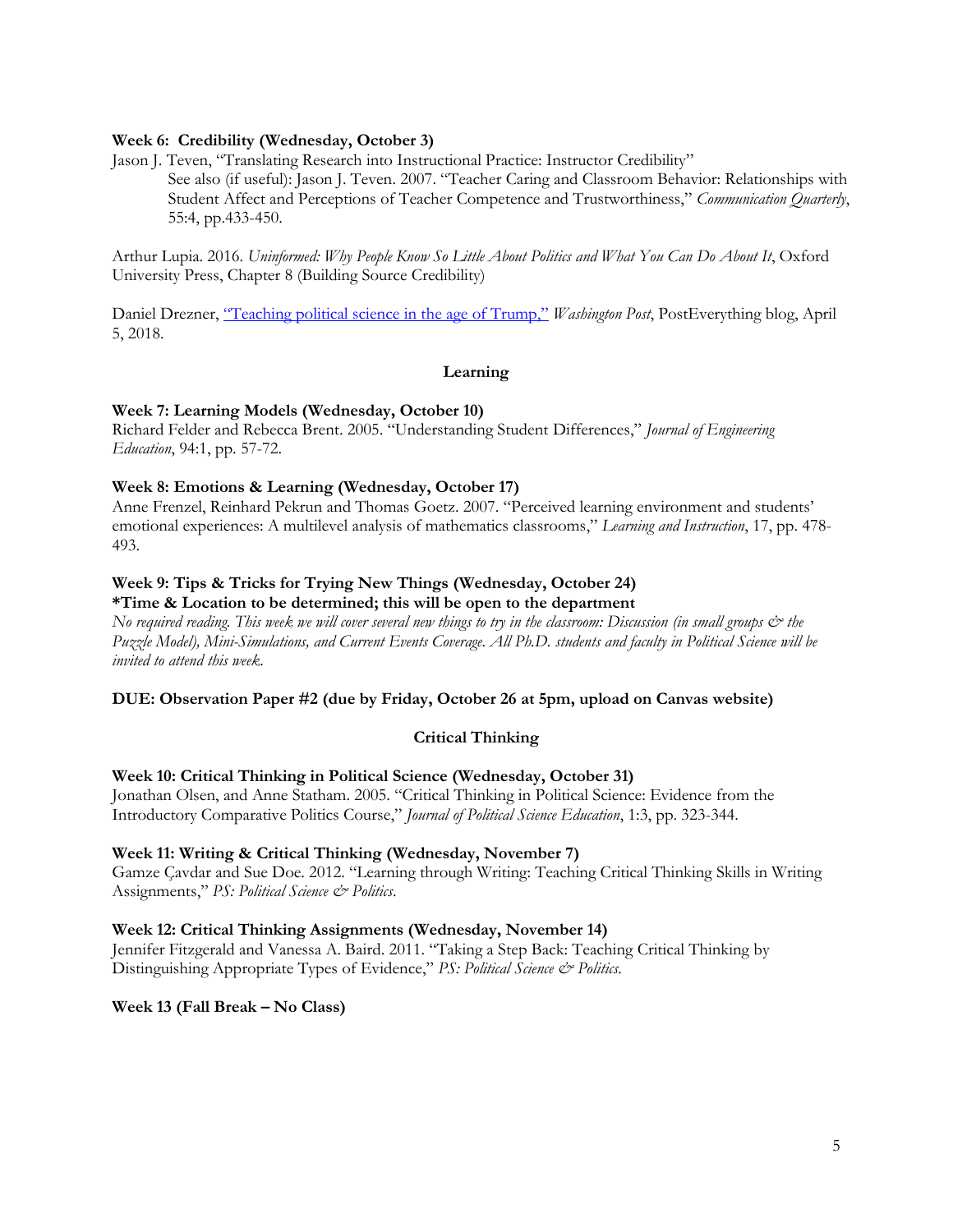**Week 6: Credibility (Wednesday, October 3)**

Jason J. Teven, "Translating Research into Instructional Practice: Instructor Credibility"

> See also (if useful): Jason J. Teven. 2007. "Teacher Caring and Classroom Behavior: Relationships with Student Affect and Perceptions of Teacher Competence and Trustworthiness," *Communication Quarterly*, 55:4, pp.433-450.

Arthur Lupia. 2016. *Uninformed: Why People Know So Little About Politics and What You Can Do About It*, Oxford University Press, Chapter 8 (Building Source Credibility)

Daniel Drezner, "Teaching political science in the age of Trump," *Washington Post*, PostEverything blog, April 5, 2018.

**Learning**

**Week 7: Learning Models (Wednesday, October 10)**

Richard Felder and Rebecca Brent. 2005. "Understanding Student Differences," *Journal of Engineering Education*, 94:1, pp. 57-72.

**Week 8: Emotions & Learning (Wednesday, October 17)**

Anne Frenzel, Reinhard Pekrun and Thomas Goetz. 2007. "Perceived learning environment and students' emotional experiences: A multilevel analysis of mathematics classrooms," *Learning and Instruction*, 17, pp. 478-493.

**Week 9: Tips & Tricks for Trying New Things (Wednesday, October 24)**
**\*Time & Location to be determined; this will be open to the department**

*No required reading. This week we will cover several new things to try in the classroom: Discussion (in small groups & the Puzzle Model), Mini-Simulations, and Current Events Coverage. All Ph.D. students and faculty in Political Science will be invited to attend this week.*

**DUE: Observation Paper #2 (due by Friday, October 26 at 5pm, upload on Canvas website)**

**Critical Thinking**

**Week 10: Critical Thinking in Political Science (Wednesday, October 31)**

Jonathan Olsen, and Anne Statham. 2005. "Critical Thinking in Political Science: Evidence from the Introductory Comparative Politics Course," *Journal of Political Science Education*, 1:3, pp. 323-344.

**Week 11: Writing & Critical Thinking (Wednesday, November 7)**

Gamze Çavdar and Sue Doe. 2012. "Learning through Writing: Teaching Critical Thinking Skills in Writing Assignments," *PS: Political Science & Politics*.

**Week 12: Critical Thinking Assignments (Wednesday, November 14)**

Jennifer Fitzgerald and Vanessa A. Baird. 2011. "Taking a Step Back: Teaching Critical Thinking by Distinguishing Appropriate Types of Evidence," *PS: Political Science & Politics*.

**Week 13 (Fall Break – No Class)**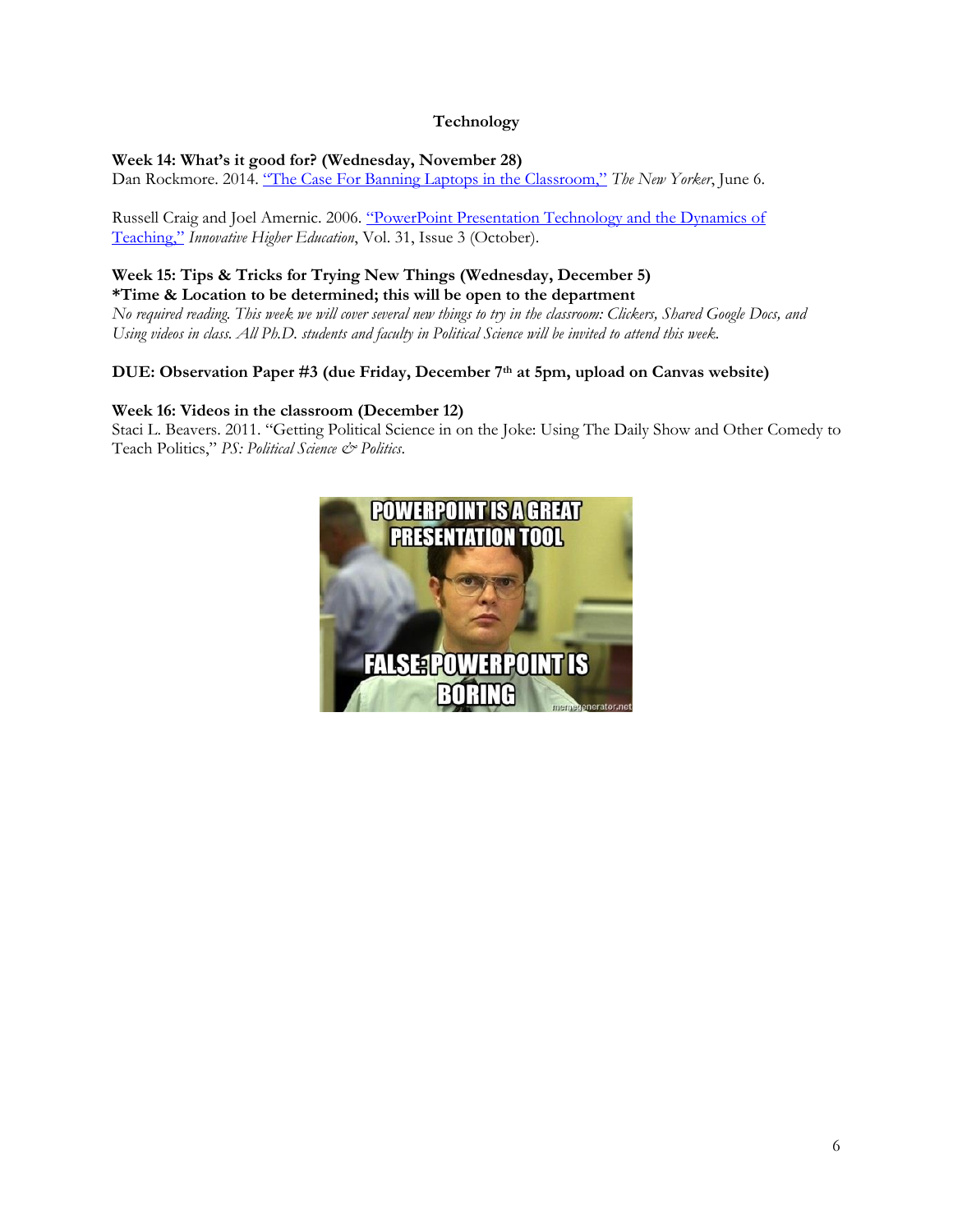## Technology

**Week 14: What's it good for? (Wednesday, November 28)**
Dan Rockmore. 2014. "The Case For Banning Laptops in the Classroom," *The New Yorker*, June 6.

Russell Craig and Joel Amernic. 2006. "PowerPoint Presentation Technology and the Dynamics of Teaching," *Innovative Higher Education*, Vol. 31, Issue 3 (October).

**Week 15: Tips & Tricks for Trying New Things (Wednesday, December 5)**
**\*Time & Location to be determined; this will be open to the department**
*No required reading. This week we will cover several new things to try in the classroom: Clickers, Shared Google Docs, and Using videos in class. All Ph.D. students and faculty in Political Science will be invited to attend this week.*

**DUE: Observation Paper #3 (due Friday, December 7th at 5pm, upload on Canvas website)**

**Week 16: Videos in the classroom (December 12)**
Staci L. Beavers. 2011. "Getting Political Science in on the Joke: Using The Daily Show and Other Comedy to Teach Politics," *PS: Political Science & Politics*.